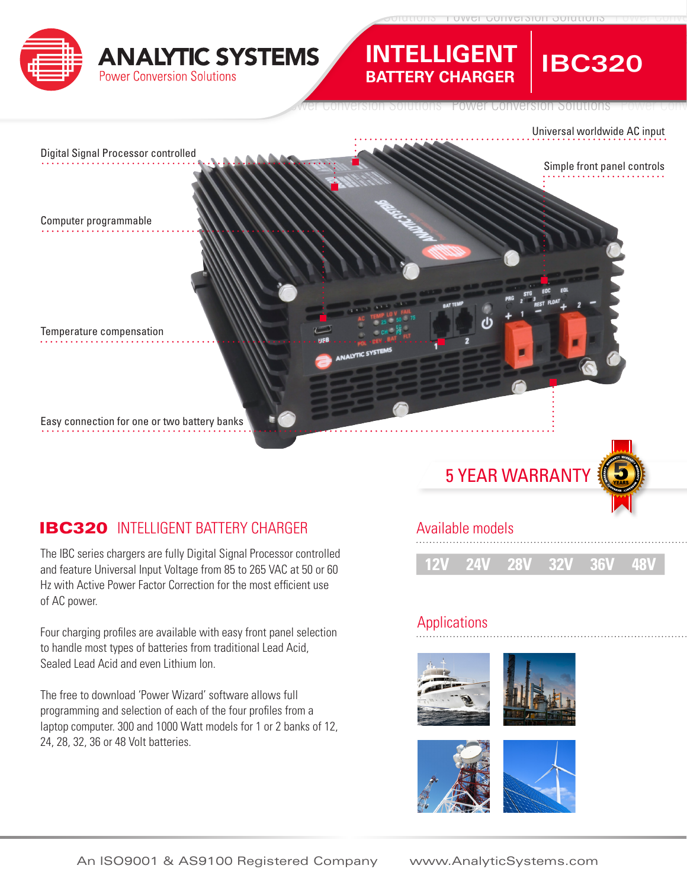# ANALYTIC SYSTEMS
Power Conversion Solutions

# INTELLIGENT BATTERY CHARGER IBC320

- Digital Signal Processor controlled
- Universal worldwide AC input
- Simple front panel controls
- Computer programmable
- Temperature compensation
- Easy connection for one or two battery banks

5 YEAR WARRANTY

## IBC320 INTELLIGENT BATTERY CHARGER

The IBC series chargers are fully Digital Signal Processor controlled and feature Universal Input Voltage from 85 to 265 VAC at 50 or 60 Hz with Active Power Factor Correction for the most efficient use of AC power.

Four charging profiles are available with easy front panel selection to handle most types of batteries from traditional Lead Acid, Sealed Lead Acid and even Lithium Ion.

The free to download 'Power Wizard' software allows full programming and selection of each of the four profiles from a laptop computer. 300 and 1000 Watt models for 1 or 2 banks of 12, 24, 28, 32, 36 or 48 Volt batteries.

## Available models

12V 24V 28V 32V 36V 48V

## Applications

An ISO9001 & AS9100 Registered Company www.AnalyticSystems.com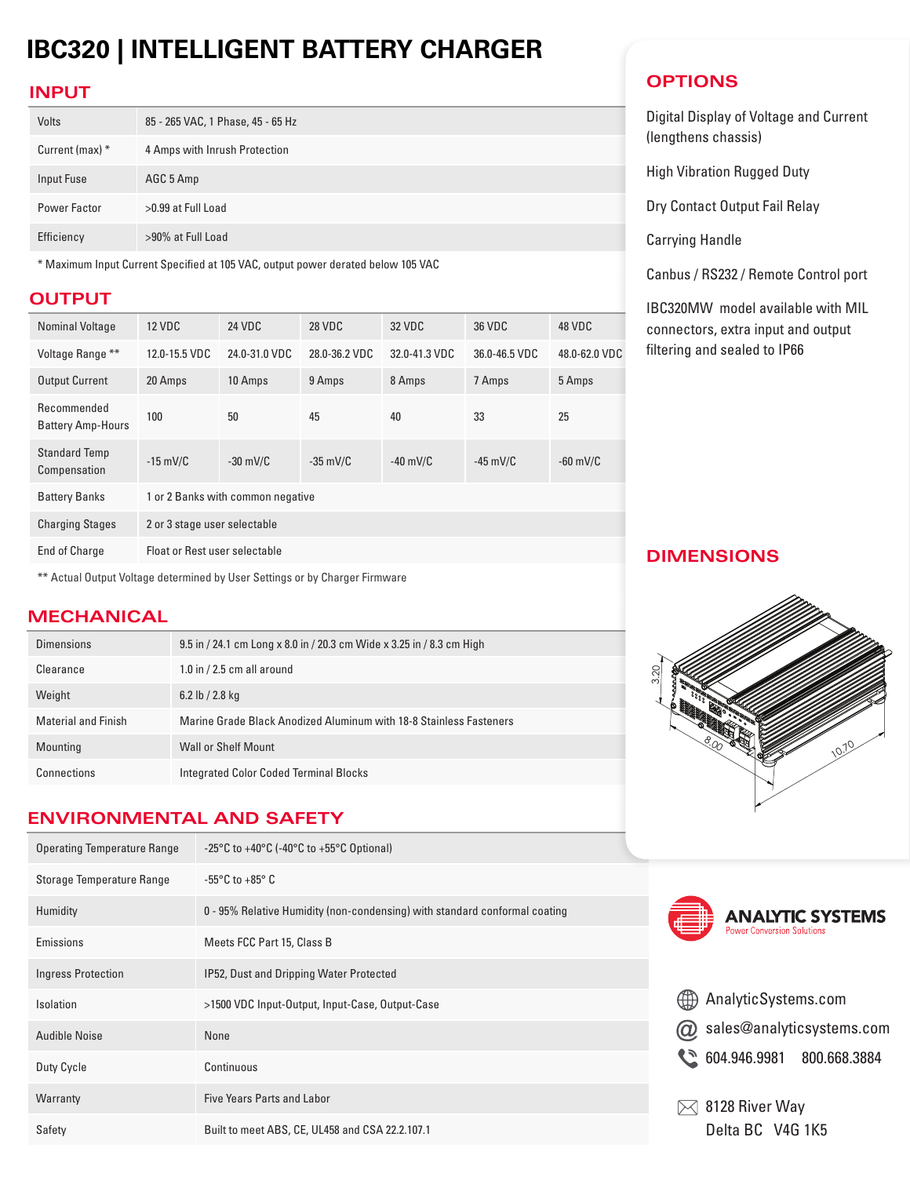# IBC320 | INTELLIGENT BATTERY CHARGER

## INPUT

| | |
|---|---|
| Volts | 85 - 265 VAC, 1 Phase, 45 - 65 Hz |
| Current (max) * | 4 Amps with Inrush Protection |
| Input Fuse | AGC 5 Amp |
| Power Factor | >0.99 at Full Load |
| Efficiency | >90% at Full Load |

* Maximum Input Current Specified at 105 VAC, output power derated below 105 VAC

## OUTPUT

| | | | | | | |
|---|---|---|---|---|---|---|
| Nominal Voltage | 12 VDC | 24 VDC | 28 VDC | 32 VDC | 36 VDC | 48 VDC |
| Voltage Range ** | 12.0-15.5 VDC | 24.0-31.0 VDC | 28.0-36.2 VDC | 32.0-41.3 VDC | 36.0-46.5 VDC | 48.0-62.0 VDC |
| Output Current | 20 Amps | 10 Amps | 9 Amps | 8 Amps | 7 Amps | 5 Amps |
| Recommended Battery Amp-Hours | 100 | 50 | 45 | 40 | 33 | 25 |
| Standard Temp Compensation | -15 mV/C | -30 mV/C | -35 mV/C | -40 mV/C | -45 mV/C | -60 mV/C |
| Battery Banks | 1 or 2 Banks with common negative | | | | | |
| Charging Stages | 2 or 3 stage user selectable | | | | | |
| End of Charge | Float or Rest user selectable | | | | | |

** Actual Output Voltage determined by User Settings or by Charger Firmware

## MECHANICAL

| | |
|---|---|
| Dimensions | 9.5 in / 24.1 cm Long x 8.0 in / 20.3 cm Wide x 3.25 in / 8.3 cm High |
| Clearance | 1.0 in / 2.5 cm all around |
| Weight | 6.2 lb / 2.8 kg |
| Material and Finish | Marine Grade Black Anodized Aluminum with 18-8 Stainless Fasteners |
| Mounting | Wall or Shelf Mount |
| Connections | Integrated Color Coded Terminal Blocks |

## ENVIRONMENTAL AND SAFETY

| | |
|---|---|
| Operating Temperature Range | -25°C to +40°C (-40°C to +55°C Optional) |
| Storage Temperature Range | -55°C to +85° C |
| Humidity | 0 - 95% Relative Humidity (non-condensing) with standard conformal coating |
| Emissions | Meets FCC Part 15, Class B |
| Ingress Protection | IP52, Dust and Dripping Water Protected |
| Isolation | >1500 VDC Input-Output, Input-Case, Output-Case |
| Audible Noise | None |
| Duty Cycle | Continuous |
| Warranty | Five Years Parts and Labor |
| Safety | Built to meet ABS, CE, UL458 and CSA 22.2.107.1 |

## OPTIONS

Digital Display of Voltage and Current (lengthens chassis)

High Vibration Rugged Duty

Dry Contact Output Fail Relay

Carrying Handle

Canbus / RS232 / Remote Control port

IBC320MW model available with MIL connectors, extra input and output filtering and sealed to IP66

## DIMENSIONS

3.20

8.00

10.70

**ANALYTIC SYSTEMS**
Power Conversion Solutions

AnalyticSystems.com

sales@analyticsystems.com

604.946.9981 800.668.3884

8128 River Way
Delta BC V4G 1K5